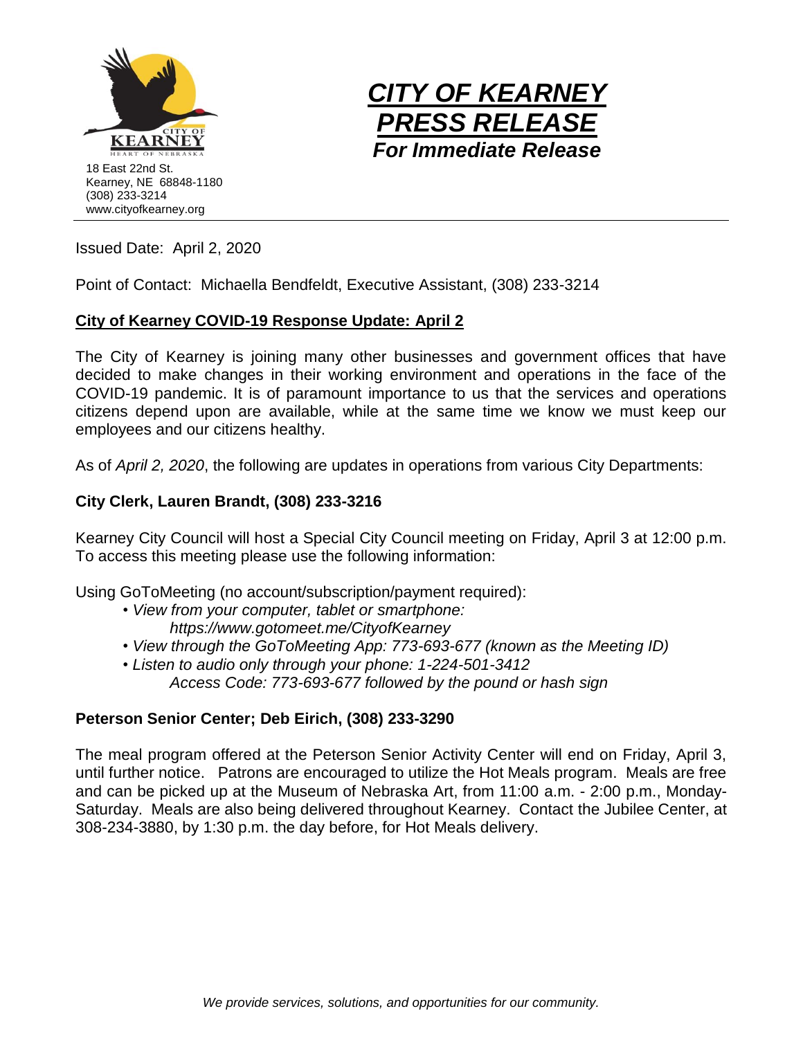18 East 22nd St.
Kearney, NE 68848-1180
(308) 233-3214
www.cityofkearney.org

# *CITY OF KEARNEY PRESS RELEASE*

***For Immediate Release***

Issued Date: April 2, 2020

Point of Contact: Michaella Bendfeldt, Executive Assistant, (308) 233-3214

## City of Kearney COVID-19 Response Update: April 2

The City of Kearney is joining many other businesses and government offices that have decided to make changes in their working environment and operations in the face of the COVID-19 pandemic. It is of paramount importance to us that the services and operations citizens depend upon are available, while at the same time we know we must keep our employees and our citizens healthy.

As of *April 2, 2020*, the following are updates in operations from various City Departments:

### City Clerk, Lauren Brandt, (308) 233-3216

Kearney City Council will host a Special City Council meeting on Friday, April 3 at 12:00 p.m. To access this meeting please use the following information:

Using GoToMeeting (no account/subscription/payment required):

- *View from your computer, tablet or smartphone:*
  *https://www.gotomeet.me/CityofKearney*
- *View through the GoToMeeting App: 773-693-677 (known as the Meeting ID)*
- *Listen to audio only through your phone: 1-224-501-3412*
  *Access Code: 773-693-677 followed by the pound or hash sign*

### Peterson Senior Center; Deb Eirich, (308) 233-3290

The meal program offered at the Peterson Senior Activity Center will end on Friday, April 3, until further notice. Patrons are encouraged to utilize the Hot Meals program. Meals are free and can be picked up at the Museum of Nebraska Art, from 11:00 a.m. - 2:00 p.m., Monday-Saturday. Meals are also being delivered throughout Kearney. Contact the Jubilee Center, at 308-234-3880, by 1:30 p.m. the day before, for Hot Meals delivery.

*We provide services, solutions, and opportunities for our community.*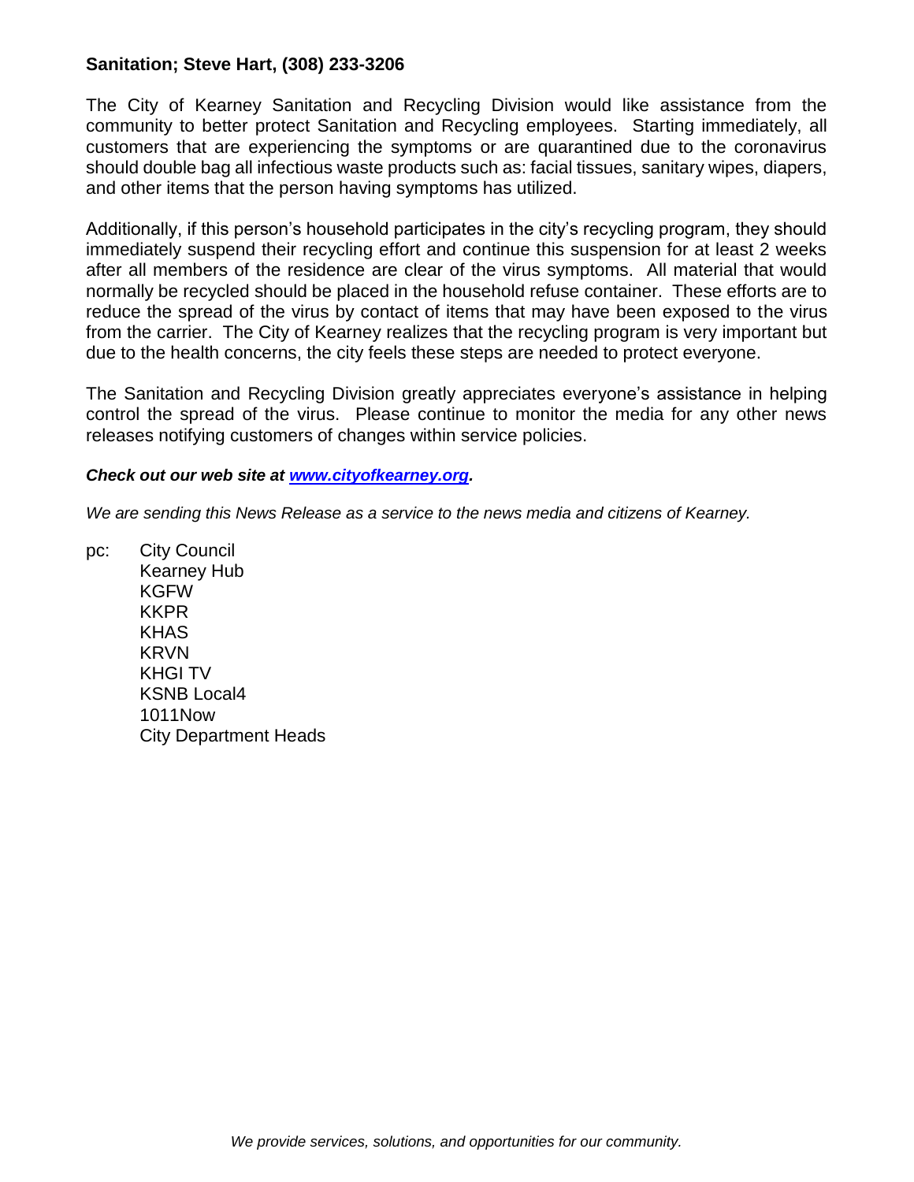**Sanitation; Steve Hart, (308) 233-3206**

The City of Kearney Sanitation and Recycling Division would like assistance from the community to better protect Sanitation and Recycling employees. Starting immediately, all customers that are experiencing the symptoms or are quarantined due to the coronavirus should double bag all infectious waste products such as: facial tissues, sanitary wipes, diapers, and other items that the person having symptoms has utilized.

Additionally, if this person's household participates in the city's recycling program, they should immediately suspend their recycling effort and continue this suspension for at least 2 weeks after all members of the residence are clear of the virus symptoms. All material that would normally be recycled should be placed in the household refuse container. These efforts are to reduce the spread of the virus by contact of items that may have been exposed to the virus from the carrier. The City of Kearney realizes that the recycling program is very important but due to the health concerns, the city feels these steps are needed to protect everyone.

The Sanitation and Recycling Division greatly appreciates everyone's assistance in helping control the spread of the virus. Please continue to monitor the media for any other news releases notifying customers of changes within service policies.

***Check out our web site at [www.cityofkearney.org](http://www.cityofkearney.org).***

*We are sending this News Release as a service to the news media and citizens of Kearney.*

pc: City Council
Kearney Hub
KGFW
KKPR
KHAS
KRVN
KHGI TV
KSNB Local4
1011Now
City Department Heads

*We provide services, solutions, and opportunities for our community.*